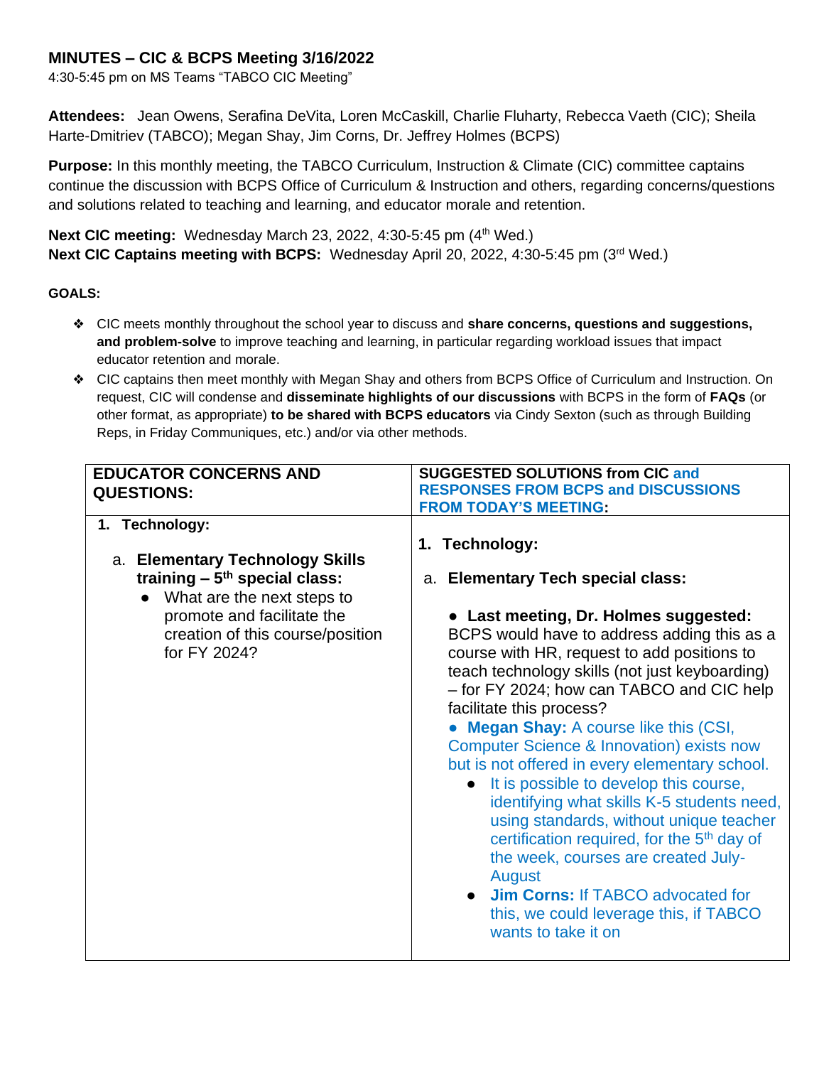## MINUTES – CIC & BCPS Meeting 3/16/2022

4:30-5:45 pm on MS Teams "TABCO CIC Meeting"

**Attendees:** Jean Owens, Serafina DeVita, Loren McCaskill, Charlie Fluharty, Rebecca Vaeth (CIC); Sheila Harte-Dmitriev (TABCO); Megan Shay, Jim Corns, Dr. Jeffrey Holmes (BCPS)

**Purpose:** In this monthly meeting, the TABCO Curriculum, Instruction & Climate (CIC) committee captains continue the discussion with BCPS Office of Curriculum & Instruction and others, regarding concerns/questions and solutions related to teaching and learning, and educator morale and retention.

**Next CIC meeting:** Wednesday March 23, 2022, 4:30-5:45 pm (4th Wed.)
**Next CIC Captains meeting with BCPS:** Wednesday April 20, 2022, 4:30-5:45 pm (3rd Wed.)

**GOALS:**

- CIC meets monthly throughout the school year to discuss and **share concerns, questions and suggestions, and problem-solve** to improve teaching and learning, in particular regarding workload issues that impact educator retention and morale.
- CIC captains then meet monthly with Megan Shay and others from BCPS Office of Curriculum and Instruction. On request, CIC will condense and **disseminate highlights of our discussions** with BCPS in the form of **FAQs** (or other format, as appropriate) **to be shared with BCPS educators** via Cindy Sexton (such as through Building Reps, in Friday Communiques, etc.) and/or via other methods.

| EDUCATOR CONCERNS AND QUESTIONS: | SUGGESTED SOLUTIONS from CIC and RESPONSES FROM BCPS and DISCUSSIONS FROM TODAY'S MEETING: |
|---|---|
| **1. Technology:**<br><br>a. **Elementary Technology Skills training – 5th special class:**<br>• What are the next steps to promote and facilitate the creation of this course/position for FY 2024? | **1. Technology:**<br><br>a. **Elementary Tech special class:**<br><br>• **Last meeting, Dr. Holmes suggested:** BCPS would have to address adding this as a course with HR, request to add positions to teach technology skills (not just keyboarding) – for FY 2024; how can TABCO and CIC help facilitate this process?<br>• **Megan Shay:** A course like this (CSI, Computer Science & Innovation) exists now but is not offered in every elementary school.<br>  • It is possible to develop this course, identifying what skills K-5 students need, using standards, without unique teacher certification required, for the 5th day of the week, courses are created July-August<br>  • **Jim Corns:** If TABCO advocated for this, we could leverage this, if TABCO wants to take it on |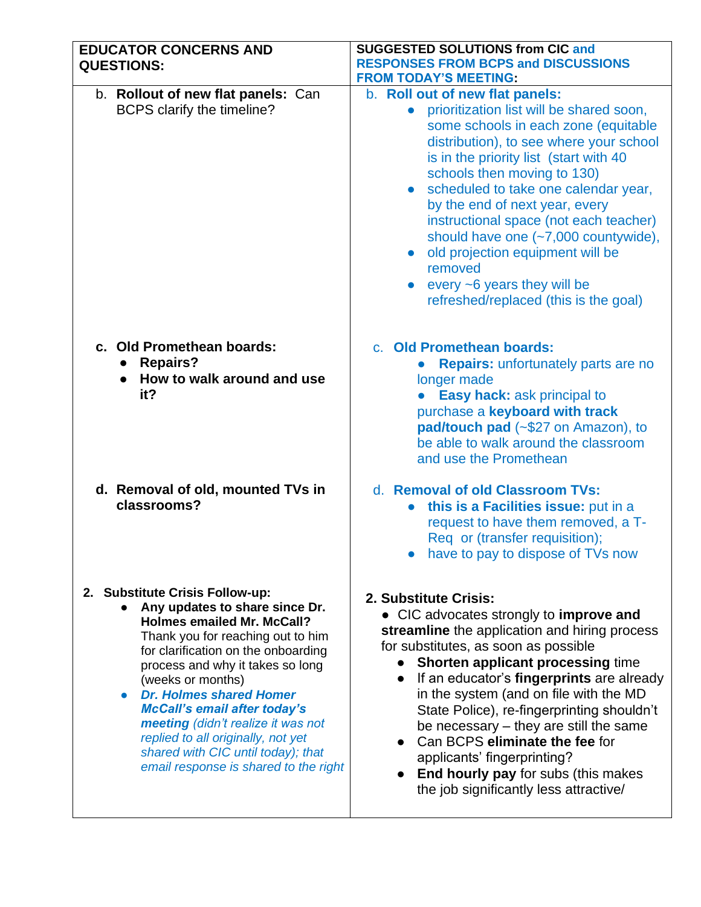| EDUCATOR CONCERNS AND QUESTIONS: | SUGGESTED SOLUTIONS from CIC and RESPONSES FROM BCPS and DISCUSSIONS FROM TODAY'S MEETING: |
|---|---|
| b. **Rollout of new flat panels:** Can BCPS clarify the timeline? | b. **Roll out of new flat panels:** <br>• prioritization list will be shared soon, some schools in each zone (equitable distribution), to see where your school is in the priority list (start with 40 schools then moving to 130) <br>• scheduled to take one calendar year, by the end of next year, every instructional space (not each teacher) should have one (~7,000 countywide), <br>• old projection equipment will be removed <br>• every ~6 years they will be refreshed/replaced (this is the goal) |
| c. **Old Promethean boards:** <br>• **Repairs?** <br>• **How to walk around and use it?** | c. **Old Promethean boards:** <br>• **Repairs:** unfortunately parts are no longer made <br>• **Easy hack:** ask principal to purchase a **keyboard with track pad/touch pad** (~$27 on Amazon), to be able to walk around the classroom and use the Promethean |
| d. **Removal of old, mounted TVs in classrooms?** | d. **Removal of old Classroom TVs:** <br>• **this is a Facilities issue:** put in a request to have them removed, a T-Req or (transfer requisition); <br>• have to pay to dispose of TVs now |
| 2. **Substitute Crisis Follow-up:** <br>• **Any updates to share since Dr. Holmes emailed Mr. McCall?** Thank you for reaching out to him for clarification on the onboarding process and why it takes so long (weeks or months) <br>• ***Dr. Holmes shared Homer McCall's email after today's meeting*** *(didn't realize it was not replied to all originally, not yet shared with CIC until today); that email response is shared to the right* | **2. Substitute Crisis:** <br>• CIC advocates strongly to **improve and streamline** the application and hiring process for substitutes, as soon as possible <br>• **Shorten applicant processing** time <br>• If an educator's **fingerprints** are already in the system (and on file with the MD State Police), re-fingerprinting shouldn't be necessary – they are still the same <br>• Can BCPS **eliminate the fee** for applicants' fingerprinting? <br>• **End hourly pay** for subs (this makes the job significantly less attractive/ |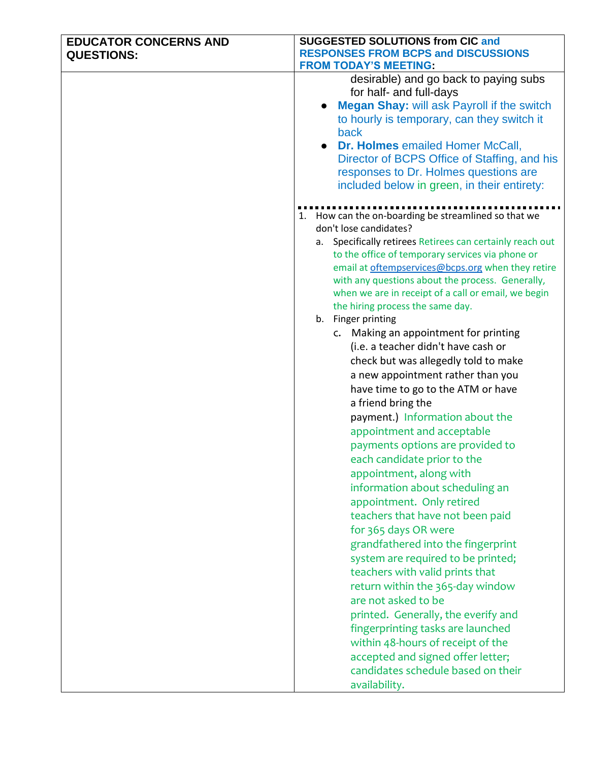| EDUCATOR CONCERNS AND QUESTIONS: | SUGGESTED SOLUTIONS from CIC and RESPONSES FROM BCPS and DISCUSSIONS FROM TODAY'S MEETING: |
|---|---|
| | desirable) and go back to paying subs for half- and full-days<br>● **Megan Shay:** will ask Payroll if the switch to hourly is temporary, can they switch it back<br>● **Dr. Holmes** emailed Homer McCall, Director of BCPS Office of Staffing, and his responses to Dr. Holmes questions are included below in green, in their entirety:<br><br>1. How can the on-boarding be streamlined so that we don't lose candidates?<br>a. Specifically retirees Retirees can certainly reach out to the office of temporary services via phone or email at oftempservices@bcps.org when they retire with any questions about the process. Generally, when we are in receipt of a call or email, we begin the hiring process the same day.<br>b. Finger printing<br>c. Making an appointment for printing (i.e. a teacher didn't have cash or check but was allegedly told to make a new appointment rather than you have time to go to the ATM or have a friend bring the payment.) Information about the appointment and acceptable payments options are provided to each candidate prior to the appointment, along with information about scheduling an appointment. Only retired teachers that have not been paid for 365 days OR were grandfathered into the fingerprint system are required to be printed; teachers with valid prints that return within the 365-day window are not asked to be printed. Generally, the everify and fingerprinting tasks are launched within 48-hours of receipt of the accepted and signed offer letter; candidates schedule based on their availability. |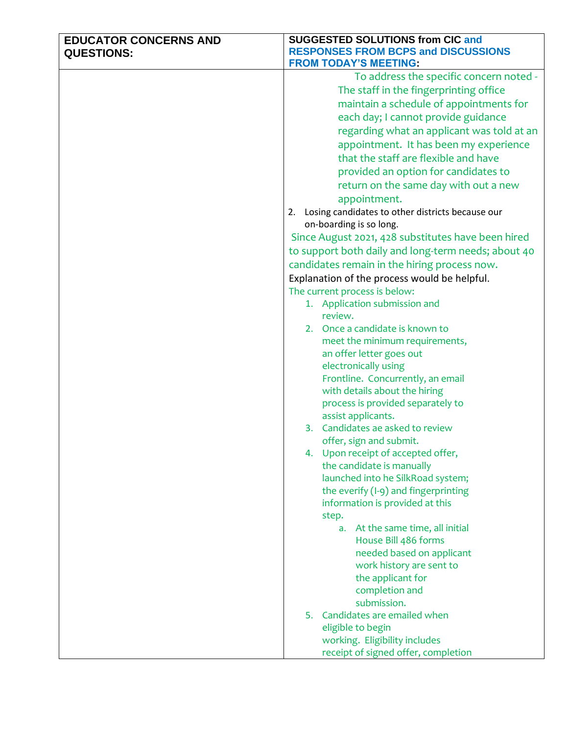| EDUCATOR CONCERNS AND QUESTIONS: | SUGGESTED SOLUTIONS from CIC and RESPONSES FROM BCPS and DISCUSSIONS FROM TODAY'S MEETING: |
|---|---|
| | To address the specific concern noted - The staff in the fingerprinting office maintain a schedule of appointments for each day; I cannot provide guidance regarding what an applicant was told at an appointment. It has been my experience that the staff are flexible and have provided an option for candidates to return on the same day with out a new appointment.<br><br>2. Losing candidates to other districts because our on-boarding is so long.<br><br>Since August 2021, 428 substitutes have been hired to support both daily and long-term needs; about 40 candidates remain in the hiring process now.<br><br>Explanation of the process would be helpful.<br><br>The current process is below:<br>1. Application submission and review.<br>2. Once a candidate is known to meet the minimum requirements, an offer letter goes out electronically using Frontline. Concurrently, an email with details about the hiring process is provided separately to assist applicants.<br>3. Candidates ae asked to review offer, sign and submit.<br>4. Upon receipt of accepted offer, the candidate is manually launched into he SilkRoad system; the everify (I-9) and fingerprinting information is provided at this step.<br>&nbsp;&nbsp;&nbsp;&nbsp;a. At the same time, all initial House Bill 486 forms needed based on applicant work history are sent to the applicant for completion and submission.<br>5. Candidates are emailed when eligible to begin working. Eligibility includes receipt of signed offer, completion |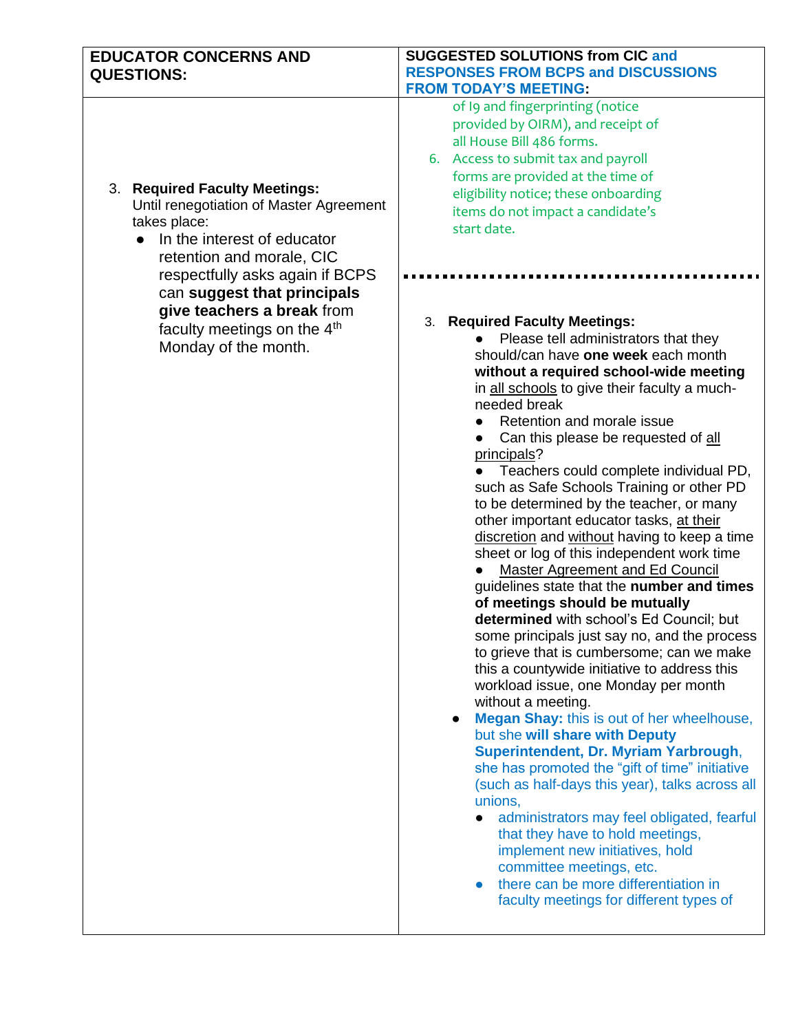| EDUCATOR CONCERNS AND QUESTIONS: | SUGGESTED SOLUTIONS from CIC and RESPONSES FROM BCPS and DISCUSSIONS FROM TODAY'S MEETING: |
|---|---|
| 3. **Required Faculty Meetings:** Until renegotiation of Master Agreement takes place: <br>● In the interest of educator retention and morale, CIC respectfully asks again if BCPS can **suggest that principals give teachers a break** from faculty meetings on the 4th Monday of the month. | of I9 and fingerprinting (notice provided by OIRM), and receipt of all House Bill 486 forms. <br>6. Access to submit tax and payroll forms are provided at the time of eligibility notice; these onboarding items do not impact a candidate's start date. <br>. . . . . . . . . . . . . . . . . . . . . . . . . . . . . . . . . . . . . <br>3. **Required Faculty Meetings:** <br>● Please tell administrators that they should/can have **one week** each month **without a required school-wide meeting** in all schools to give their faculty a much-needed break <br>● Retention and morale issue <br>● Can this please be requested of all principals? <br>● Teachers could complete individual PD, such as Safe Schools Training or other PD to be determined by the teacher, or many other important educator tasks, at their discretion and without having to keep a time sheet or log of this independent work time <br>● Master Agreement and Ed Council guidelines state that the **number and times of meetings should be mutually determined** with school's Ed Council; but some principals just say no, and the process to grieve that is cumbersome; can we make this a countywide initiative to address this workload issue, one Monday per month without a meeting. <br>● **Megan Shay:** this is out of her wheelhouse, but she **will share with Deputy Superintendent, Dr. Myriam Yarbrough**, she has promoted the "gift of time" initiative (such as half-days this year), talks across all unions, <br>  ● administrators may feel obligated, fearful that they have to hold meetings, implement new initiatives, hold committee meetings, etc. <br>  ● there can be more differentiation in faculty meetings for different types of |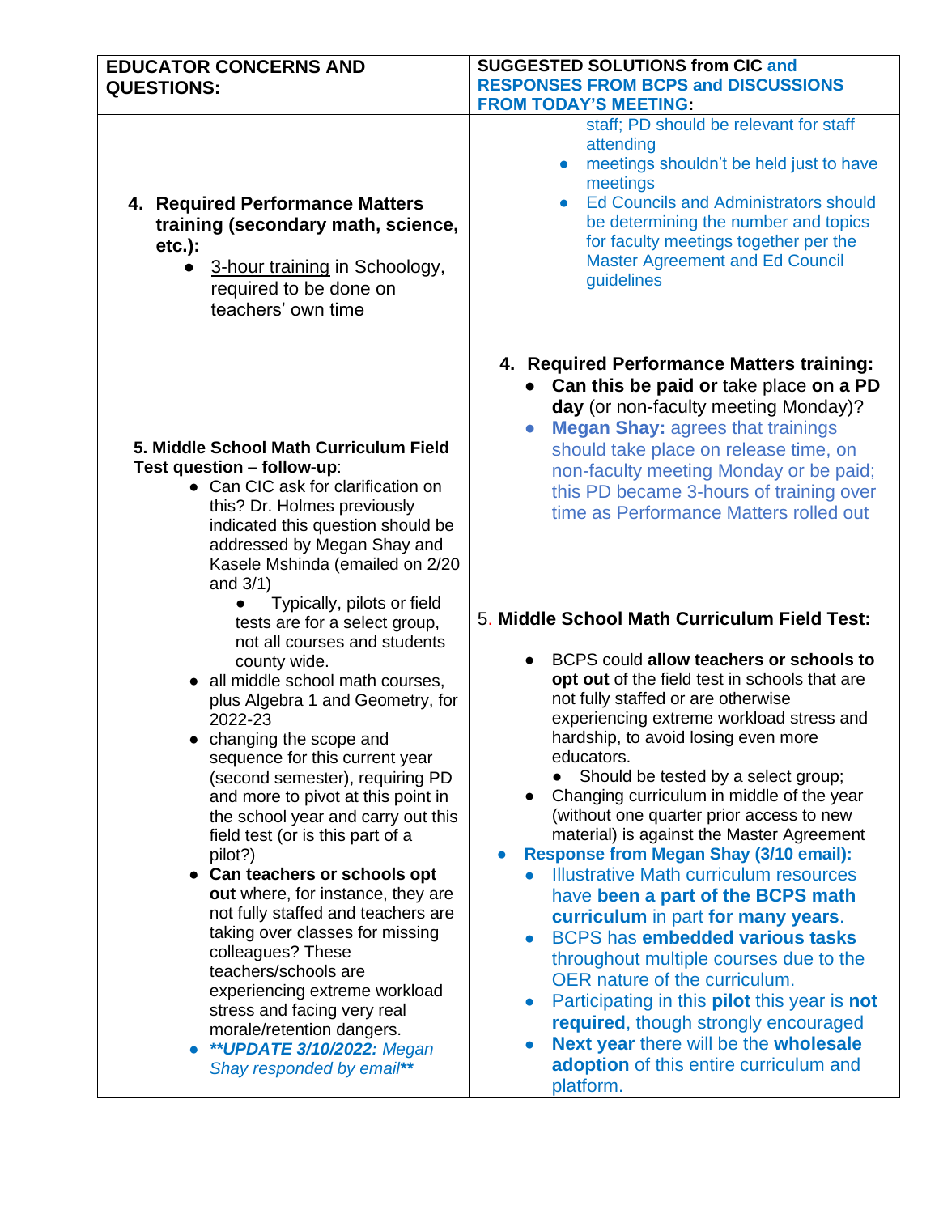| EDUCATOR CONCERNS AND QUESTIONS: | SUGGESTED SOLUTIONS from CIC and RESPONSES FROM BCPS and DISCUSSIONS FROM TODAY'S MEETING: |
|---|---|
| **4. Required Performance Matters training (secondary math, science, etc.):**<br>● 3-hour training in Schoology, required to be done on teachers' own time<br><br>**5. Middle School Math Curriculum Field Test question – follow-up**:<br>● Can CIC ask for clarification on this? Dr. Holmes previously indicated this question should be addressed by Megan Shay and Kasele Mshinda (emailed on 2/20 and 3/1)<br>  ● Typically, pilots or field tests are for a select group, not all courses and students county wide.<br>● all middle school math courses, plus Algebra 1 and Geometry, for 2022-23<br>● changing the scope and sequence for this current year (second semester), requiring PD and more to pivot at this point in the school year and carry out this field test (or is this part of a pilot?)<br>● **Can teachers or schools opt out** where, for instance, they are not fully staffed and teachers are taking over classes for missing colleagues? These teachers/schools are experiencing extreme workload stress and facing very real morale/retention dangers.<br>● ***\*\*UPDATE 3/10/2022:** Megan Shay responded by email\*\** | staff; PD should be relevant for staff attending<br>● meetings shouldn't be held just to have meetings<br>● Ed Councils and Administrators should be determining the number and topics for faculty meetings together per the Master Agreement and Ed Council guidelines<br><br>**4. Required Performance Matters training:**<br>● **Can this be paid or** take place **on a PD day** (or non-faculty meeting Monday)?<br>● **Megan Shay:** agrees that trainings should take place on release time, on non-faculty meeting Monday or be paid; this PD became 3-hours of training over time as Performance Matters rolled out<br><br>5. **Middle School Math Curriculum Field Test:**<br>● BCPS could **allow teachers or schools to opt out** of the field test in schools that are not fully staffed or are otherwise experiencing extreme workload stress and hardship, to avoid losing even more educators.<br>  ● Should be tested by a select group;<br>● Changing curriculum in middle of the year (without one quarter prior access to new material) is against the Master Agreement<br>● **Response from Megan Shay (3/10 email):**<br>  ● Illustrative Math curriculum resources have **been a part of the BCPS math curriculum** in part **for many years**.<br>  ● BCPS has **embedded various tasks** throughout multiple courses due to the OER nature of the curriculum.<br>  ● Participating in this **pilot** this year is **not required**, though strongly encouraged<br>  ● **Next year** there will be the **wholesale adoption** of this entire curriculum and platform. |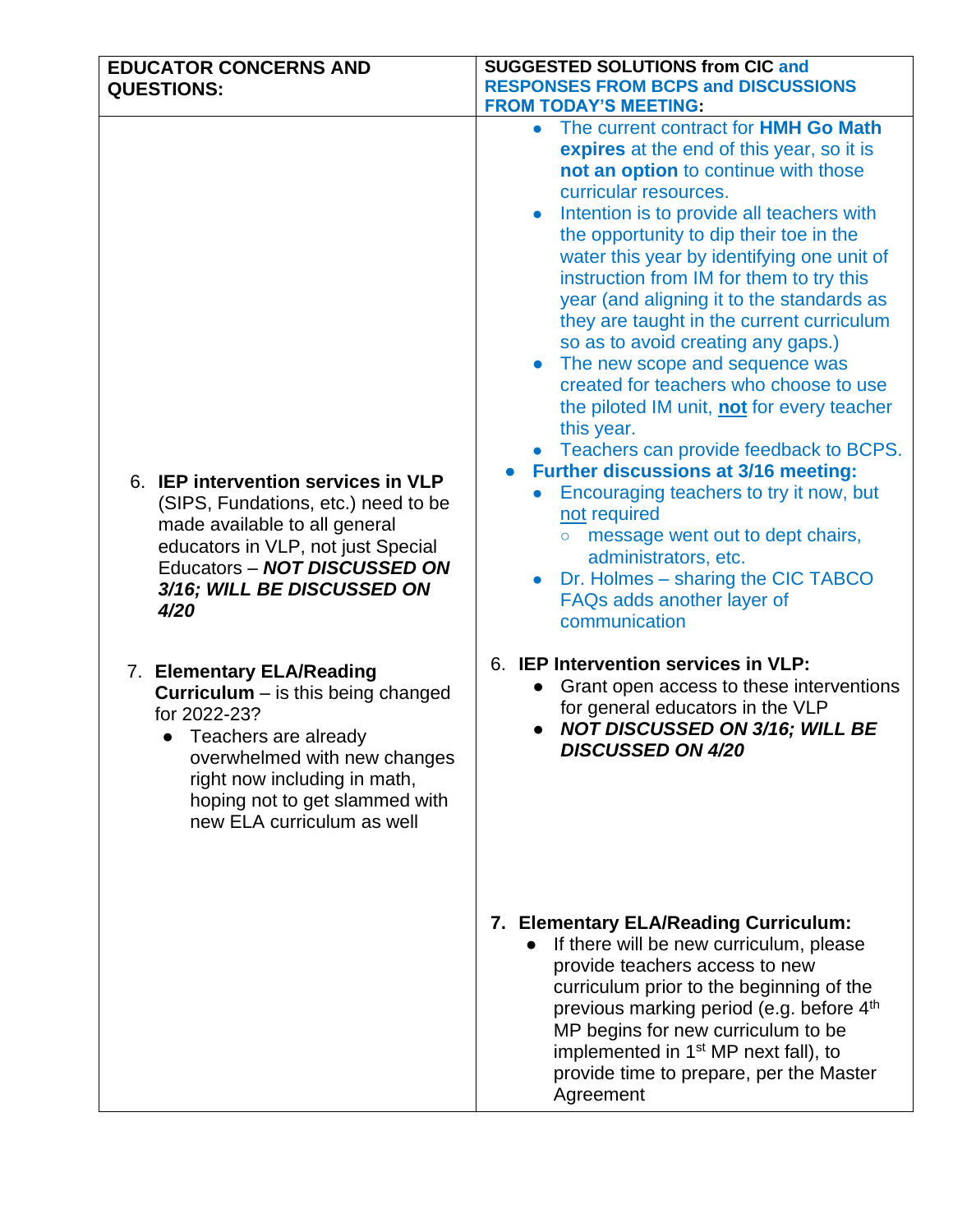| EDUCATOR CONCERNS AND QUESTIONS: | SUGGESTED SOLUTIONS from CIC and RESPONSES FROM BCPS and DISCUSSIONS FROM TODAY'S MEETING: |
|---|---|
| 6. **IEP intervention services in VLP** (SIPS, Fundations, etc.) need to be made available to all general educators in VLP, not just Special Educators – ***NOT DISCUSSED ON 3/16; WILL BE DISCUSSED ON 4/20*** <br><br> 7. **Elementary ELA/Reading Curriculum** – is this being changed for 2022-23? <br> • Teachers are already overwhelmed with new changes right now including in math, hoping not to get slammed with new ELA curriculum as well | • The current contract for **HMH Go Math expires** at the end of this year, so it is **not an option** to continue with those curricular resources. <br> • Intention is to provide all teachers with the opportunity to dip their toe in the water this year by identifying one unit of instruction from IM for them to try this year (and aligning it to the standards as they are taught in the current curriculum so as to avoid creating any gaps.) <br> • The new scope and sequence was created for teachers who choose to use the piloted IM unit, **not** for every teacher this year. <br> • Teachers can provide feedback to BCPS. <br> • **Further discussions at 3/16 meeting:** <br> &nbsp;&nbsp;• Encouraging teachers to try it now, but not required <br> &nbsp;&nbsp;&nbsp;&nbsp;○ message went out to dept chairs, administrators, etc. <br> &nbsp;&nbsp;• Dr. Holmes – sharing the CIC TABCO FAQs adds another layer of communication <br><br> 6. **IEP Intervention services in VLP:** <br> • Grant open access to these interventions for general educators in the VLP <br> • ***NOT DISCUSSED ON 3/16; WILL BE DISCUSSED ON 4/20*** <br><br> 7. **Elementary ELA/Reading Curriculum:** <br> • If there will be new curriculum, please provide teachers access to new curriculum prior to the beginning of the previous marking period (e.g. before 4th MP begins for new curriculum to be implemented in 1st MP next fall), to provide time to prepare, per the Master Agreement |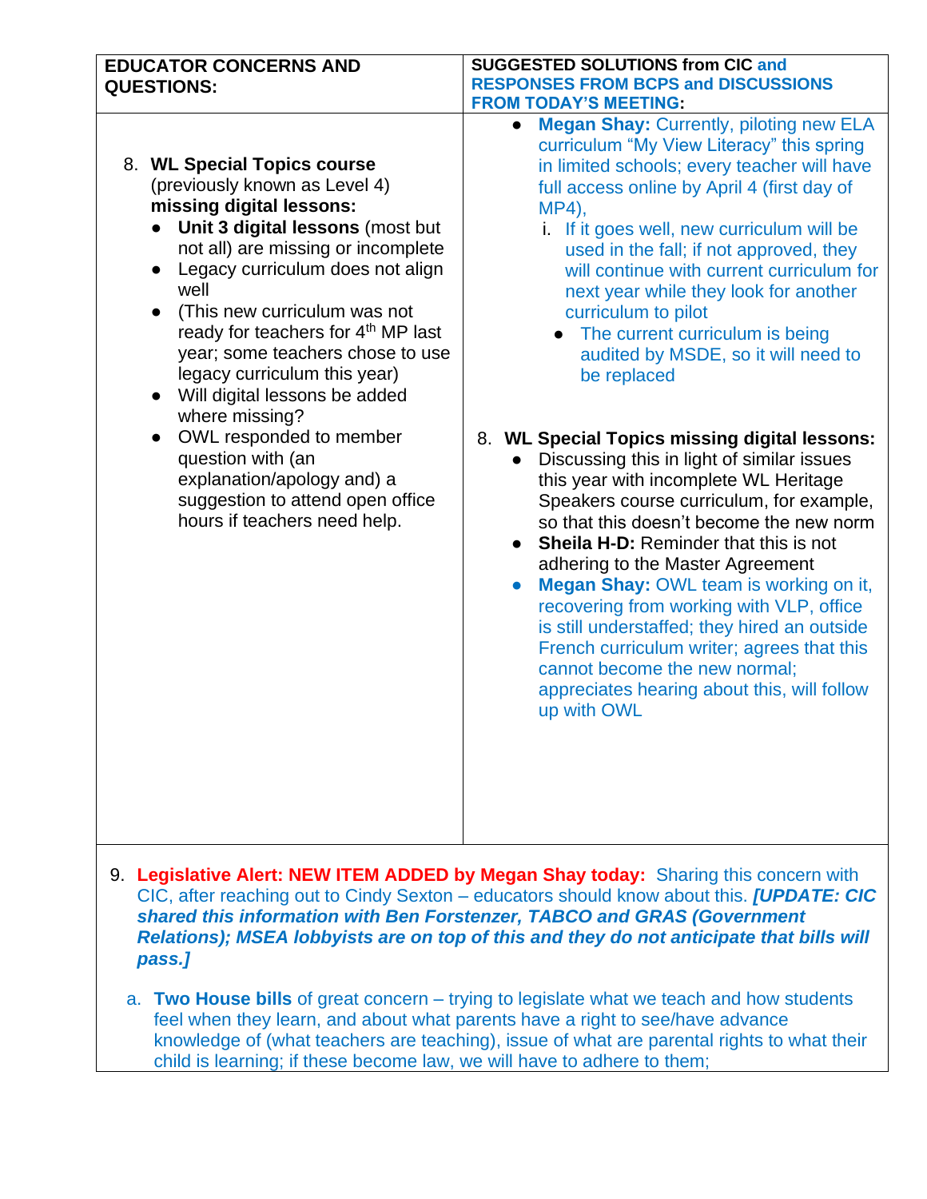| EDUCATOR CONCERNS AND QUESTIONS: | SUGGESTED SOLUTIONS from CIC and RESPONSES FROM BCPS and DISCUSSIONS FROM TODAY'S MEETING: |
|---|---|
| 8. **WL Special Topics course** (previously known as Level 4) **missing digital lessons:**<br>• **Unit 3 digital lessons** (most but not all) are missing or incomplete<br>• Legacy curriculum does not align well<br>• (This new curriculum was not ready for teachers for 4th MP last year; some teachers chose to use legacy curriculum this year)<br>• Will digital lessons be added where missing?<br>• OWL responded to member question with (an explanation/apology and) a suggestion to attend open office hours if teachers need help. | • **Megan Shay:** Currently, piloting new ELA curriculum "My View Literacy" this spring in limited schools; every teacher will have full access online by April 4 (first day of MP4),<br>i. If it goes well, new curriculum will be used in the fall; if not approved, they will continue with current curriculum for next year while they look for another curriculum to pilot<br>• The current curriculum is being audited by MSDE, so it will need to be replaced<br><br>8. **WL Special Topics missing digital lessons:**<br>• Discussing this in light of similar issues this year with incomplete WL Heritage Speakers course curriculum, for example, so that this doesn't become the new norm<br>• **Sheila H-D:** Reminder that this is not adhering to the Master Agreement<br>• **Megan Shay:** OWL team is working on it, recovering from working with VLP, office is still understaffed; they hired an outside French curriculum writer; agrees that this cannot become the new normal; appreciates hearing about this, will follow up with OWL |

9. **Legislative Alert: NEW ITEM ADDED by Megan Shay today:** Sharing this concern with CIC, after reaching out to Cindy Sexton – educators should know about this. ***[UPDATE: CIC shared this information with Ben Forstenzer, TABCO and GRAS (Government Relations); MSEA lobbyists are on top of this and they do not anticipate that bills will pass.]***

   a. **Two House bills** of great concern – trying to legislate what we teach and how students feel when they learn, and about what parents have a right to see/have advance knowledge of (what teachers are teaching), issue of what are parental rights to what their child is learning; if these become law, we will have to adhere to them;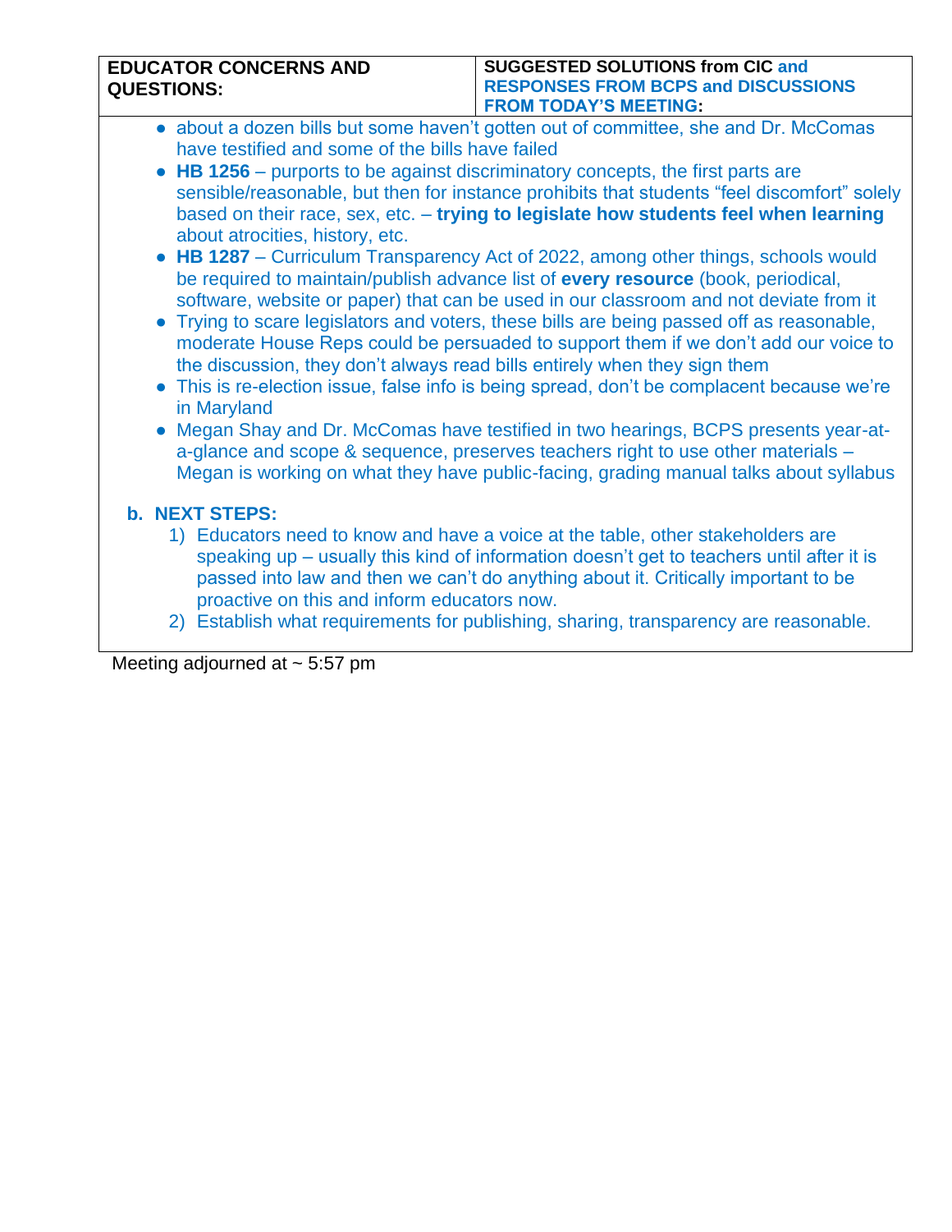| EDUCATOR CONCERNS AND QUESTIONS: | SUGGESTED SOLUTIONS from CIC and RESPONSES FROM BCPS and DISCUSSIONS FROM TODAY'S MEETING: |
|---|---|

- about a dozen bills but some haven't gotten out of committee, she and Dr. McComas have testified and some of the bills have failed
- **HB 1256** – purports to be against discriminatory concepts, the first parts are sensible/reasonable, but then for instance prohibits that students "feel discomfort" solely based on their race, sex, etc. – **trying to legislate how students feel when learning** about atrocities, history, etc.
- **HB 1287** – Curriculum Transparency Act of 2022, among other things, schools would be required to maintain/publish advance list of **every resource** (book, periodical, software, website or paper) that can be used in our classroom and not deviate from it
- Trying to scare legislators and voters, these bills are being passed off as reasonable, moderate House Reps could be persuaded to support them if we don't add our voice to the discussion, they don't always read bills entirely when they sign them
- This is re-election issue, false info is being spread, don't be complacent because we're in Maryland
- Megan Shay and Dr. McComas have testified in two hearings, BCPS presents year-at-a-glance and scope & sequence, preserves teachers right to use other materials – Megan is working on what they have public-facing, grading manual talks about syllabus

**b. NEXT STEPS:**

1) Educators need to know and have a voice at the table, other stakeholders are speaking up – usually this kind of information doesn't get to teachers until after it is passed into law and then we can't do anything about it. Critically important to be proactive on this and inform educators now.
2) Establish what requirements for publishing, sharing, transparency are reasonable.

Meeting adjourned at ~ 5:57 pm